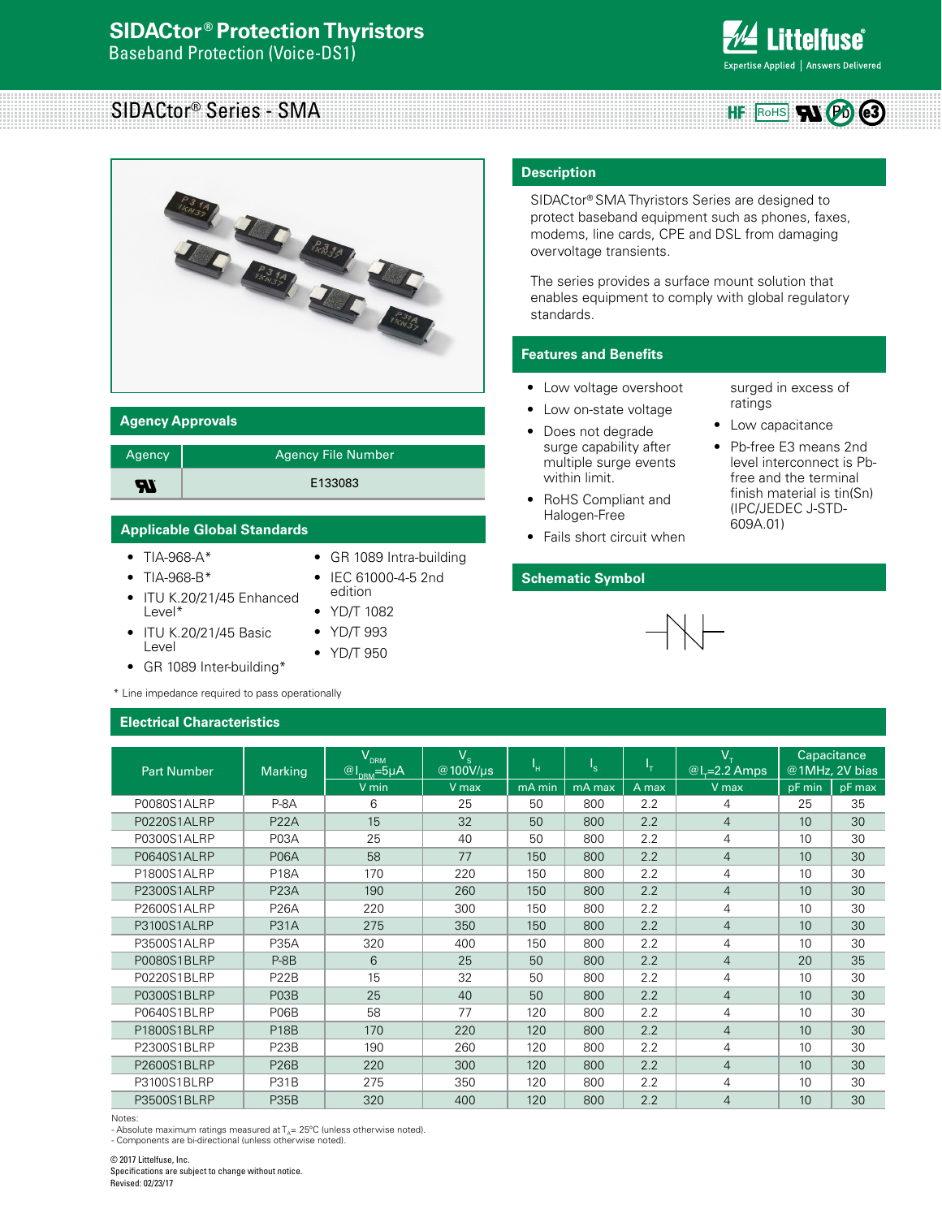# SIDACtor® Protection Thyristors

Baseband Protection (Voice-DS1)

## SIDACtor® Series - SMA

HF RoHS

## Agency Approvals

| Agency | Agency File Number |
|---|---|
| UL | E133083 |

## Applicable Global Standards

- TIA-968-A*
- TIA-968-B*
- ITU K.20/21/45 Enhanced Level*
- ITU K.20/21/45 Basic Level
- GR 1089 Inter-building*
- GR 1089 Intra-building
- IEC 61000-4-5 2nd edition
- YD/T 1082
- YD/T 993
- YD/T 950

\* Line impedance required to pass operationally

## Description

SIDACtor® SMA Thyristors Series are designed to protect baseband equipment such as phones, faxes, modems, line cards, CPE and DSL from damaging overvoltage transients.

The series provides a surface mount solution that enables equipment to comply with global regulatory standards.

## Features and Benefits

- Low voltage overshoot
- Low on-state voltage
- Does not degrade surge capability after multiple surge events within limit.
- RoHS Compliant and Halogen-Free
- Fails short circuit when surged in excess of ratings
- Low capacitance
- Pb-free E3 means 2nd level interconnect is Pb-free and the terminal finish material is tin(Sn) (IPC/JEDEC J-STD-609A.01)

## Schematic Symbol

## Electrical Characteristics

| Part Number | Marking | $V_{DRM}$ @$I_{DRM}$=5µA | $V_S$ @100V/µs | $I_H$ | $I_S$ | $I_T$ | $V_T$ @$I_T$=2.2 Amps | Capacitance @1MHz, 2V bias | |
|---|---|---|---|---|---|---|---|---|---|
| | | V min | V max | mA min | mA max | A max | V max | pF min | pF max |
| P0080S1ALRP | P-8A | 6 | 25 | 50 | 800 | 2.2 | 4 | 25 | 35 |
| P0220S1ALRP | P22A | 15 | 32 | 50 | 800 | 2.2 | 4 | 10 | 30 |
| P0300S1ALRP | P03A | 25 | 40 | 50 | 800 | 2.2 | 4 | 10 | 30 |
| P0640S1ALRP | P06A | 58 | 77 | 150 | 800 | 2.2 | 4 | 10 | 30 |
| P1800S1ALRP | P18A | 170 | 220 | 150 | 800 | 2.2 | 4 | 10 | 30 |
| P2300S1ALRP | P23A | 190 | 260 | 150 | 800 | 2.2 | 4 | 10 | 30 |
| P2600S1ALRP | P26A | 220 | 300 | 150 | 800 | 2.2 | 4 | 10 | 30 |
| P3100S1ALRP | P31A | 275 | 350 | 150 | 800 | 2.2 | 4 | 10 | 30 |
| P3500S1ALRP | P35A | 320 | 400 | 150 | 800 | 2.2 | 4 | 10 | 30 |
| P0080S1BLRP | P-8B | 6 | 25 | 50 | 800 | 2.2 | 4 | 20 | 35 |
| P0220S1BLRP | P22B | 15 | 32 | 50 | 800 | 2.2 | 4 | 10 | 30 |
| P0300S1BLRP | P03B | 25 | 40 | 50 | 800 | 2.2 | 4 | 10 | 30 |
| P0640S1BLRP | P06B | 58 | 77 | 120 | 800 | 2.2 | 4 | 10 | 30 |
| P1800S1BLRP | P18B | 170 | 220 | 120 | 800 | 2.2 | 4 | 10 | 30 |
| P2300S1BLRP | P23B | 190 | 260 | 120 | 800 | 2.2 | 4 | 10 | 30 |
| P2600S1BLRP | P26B | 220 | 300 | 120 | 800 | 2.2 | 4 | 10 | 30 |
| P3100S1BLRP | P31B | 275 | 350 | 120 | 800 | 2.2 | 4 | 10 | 30 |
| P3500S1BLRP | P35B | 320 | 400 | 120 | 800 | 2.2 | 4 | 10 | 30 |

Notes:
- Absolute maximum ratings measured at $T_A$= 25ºC (unless otherwise noted).
- Components are bi-directional (unless otherwise noted).

© 2017 Littelfuse, Inc.
Specifications are subject to change without notice.
Revised: 02/23/17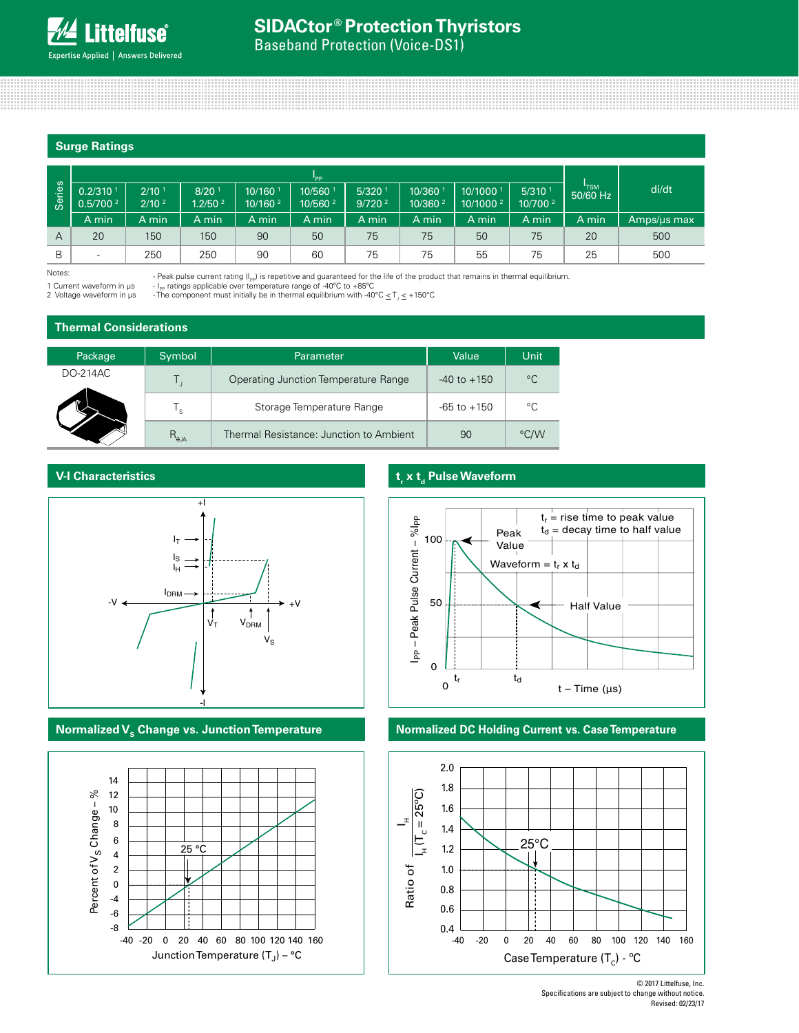# SIDACtor® Protection Thyristors

Baseband Protection (Voice-DS1)

## Surge Ratings

| Series | $I_{PP}$ | | | | | | | | $I_{TSM}$ 50/60 Hz | di/dt |
|---|---|---|---|---|---|---|---|---|---|---|
| | 0.2/310 [1] 0.5/700 [2] | 2/10 [1] 2/10 [2] | 8/20 [1] 1.2/50 [2] | 10/160 [1] 10/160 [2] | 10/560 [1] 10/560 [2] | 5/320 [1] 9/720 [2] | 10/360 [1] 10/360 [2] | 10/1000 [1] 10/1000 [2] | 5/310 [1] 10/700 [2] | | |
| | A min | A min | A min | A min | A min | A min | A min | A min | A min | A min | Amps/µs max |
| A | 20 | 150 | 150 | 90 | 50 | 75 | 75 | 50 | 75 | 20 | 500 |
| B | - | 250 | 250 | 90 | 60 | 75 | 75 | 55 | 75 | 25 | 500 |

Notes:

1 Current waveform in µs
2 Voltage waveform in µs

- Peak pulse current rating ($I_{PP}$) is repetitive and guaranteed for the life of the product that remains in thermal equilibrium.
- $I_{PP}$ ratings applicable over temperature range of -40°C to +85°C
- The component must initially be in thermal equilibrium with -40°C ≤ $T_J$ ≤ +150°C

## Thermal Considerations

| Package | Symbol | Parameter | Value | Unit |
|---|---|---|---|---|
| DO-214AC | $T_J$ | Operating Junction Temperature Range | -40 to +150 | °C |
| | $T_S$ | Storage Temperature Range | -65 to +150 | °C |
| | $R_{\theta JA}$ | Thermal Resistance: Junction to Ambient | 90 | °C/W |

## V-I Characteristics

## $t_r$ x $t_d$ Pulse Waveform

## Normalized $V_S$ Change vs. Junction Temperature

## Normalized DC Holding Current vs. Case Temperature

© 2017 Littelfuse, Inc.
Specifications are subject to change without notice.
Revised: 02/23/17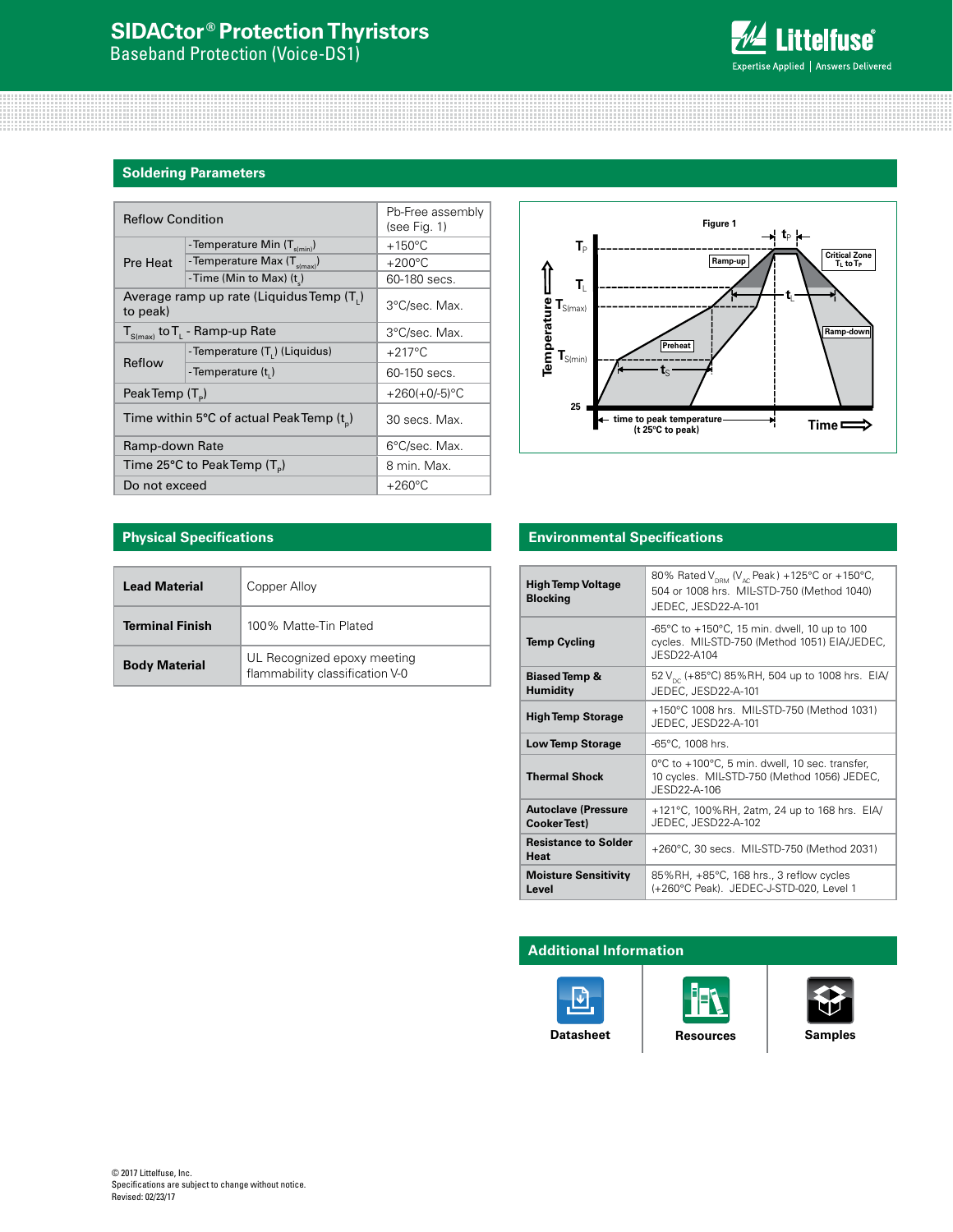## Soldering Parameters

| Reflow Condition | | Pb-Free assembly (see Fig. 1) |
|---|---|---|
| Pre Heat | -Temperature Min ($T_{s(min)}$) | +150°C |
| | -Temperature Max ($T_{s(max)}$) | +200°C |
| | -Time (Min to Max) ($t_s$) | 60-180 secs. |
| Average ramp up rate (Liquidus Temp ($T_L$) to peak) | | 3°C/sec. Max. |
| $T_{S(max)}$ to $T_L$ - Ramp-up Rate | | 3°C/sec. Max. |
| Reflow | -Temperature ($T_L$) (Liquidus) | +217°C |
| | -Temperature ($t_L$) | 60-150 secs. |
| Peak Temp ($T_P$) | | +260(+0/-5)°C |
| Time within 5°C of actual Peak Temp ($t_p$) | | 30 secs. Max. |
| Ramp-down Rate | | 6°C/sec. Max. |
| Time 25°C to Peak Temp ($T_P$) | | 8 min. Max. |
| Do not exceed | | +260°C |

Figure 1

## Physical Specifications

| | |
|---|---|
| **Lead Material** | Copper Alloy |
| **Terminal Finish** | 100% Matte-Tin Plated |
| **Body Material** | UL Recognized epoxy meeting flammability classification V-0 |

## Environmental Specifications

| | |
|---|---|
| **High Temp Voltage Blocking** | 80% Rated $V_{DRM}$ ($V_{AC}$ Peak) +125°C or +150°C, 504 or 1008 hrs. MIL-STD-750 (Method 1040) JEDEC, JESD22-A-101 |
| **Temp Cycling** | -65°C to +150°C, 15 min. dwell, 10 up to 100 cycles. MIL-STD-750 (Method 1051) EIA/JEDEC, JESD22-A104 |
| **Biased Temp & Humidity** | 52 $V_{DC}$ (+85°C) 85%RH, 504 up to 1008 hrs. EIA/ JEDEC, JESD22-A-101 |
| **High Temp Storage** | +150°C 1008 hrs. MIL-STD-750 (Method 1031) JEDEC, JESD22-A-101 |
| **Low Temp Storage** | -65°C, 1008 hrs. |
| **Thermal Shock** | 0°C to +100°C, 5 min. dwell, 10 sec. transfer, 10 cycles. MIL-STD-750 (Method 1056) JEDEC, JESD22-A-106 |
| **Autoclave (Pressure Cooker Test)** | +121°C, 100%RH, 2atm, 24 up to 168 hrs. EIA/ JEDEC, JESD22-A-102 |
| **Resistance to Solder Heat** | +260°C, 30 secs. MIL-STD-750 (Method 2031) |
| **Moisture Sensitivity Level** | 85%RH, +85°C, 168 hrs., 3 reflow cycles (+260°C Peak). JEDEC-J-STD-020, Level 1 |

## Additional Information

Datasheet | Resources | Samples

© 2017 Littelfuse, Inc.
Specifications are subject to change without notice.
Revised: 02/23/17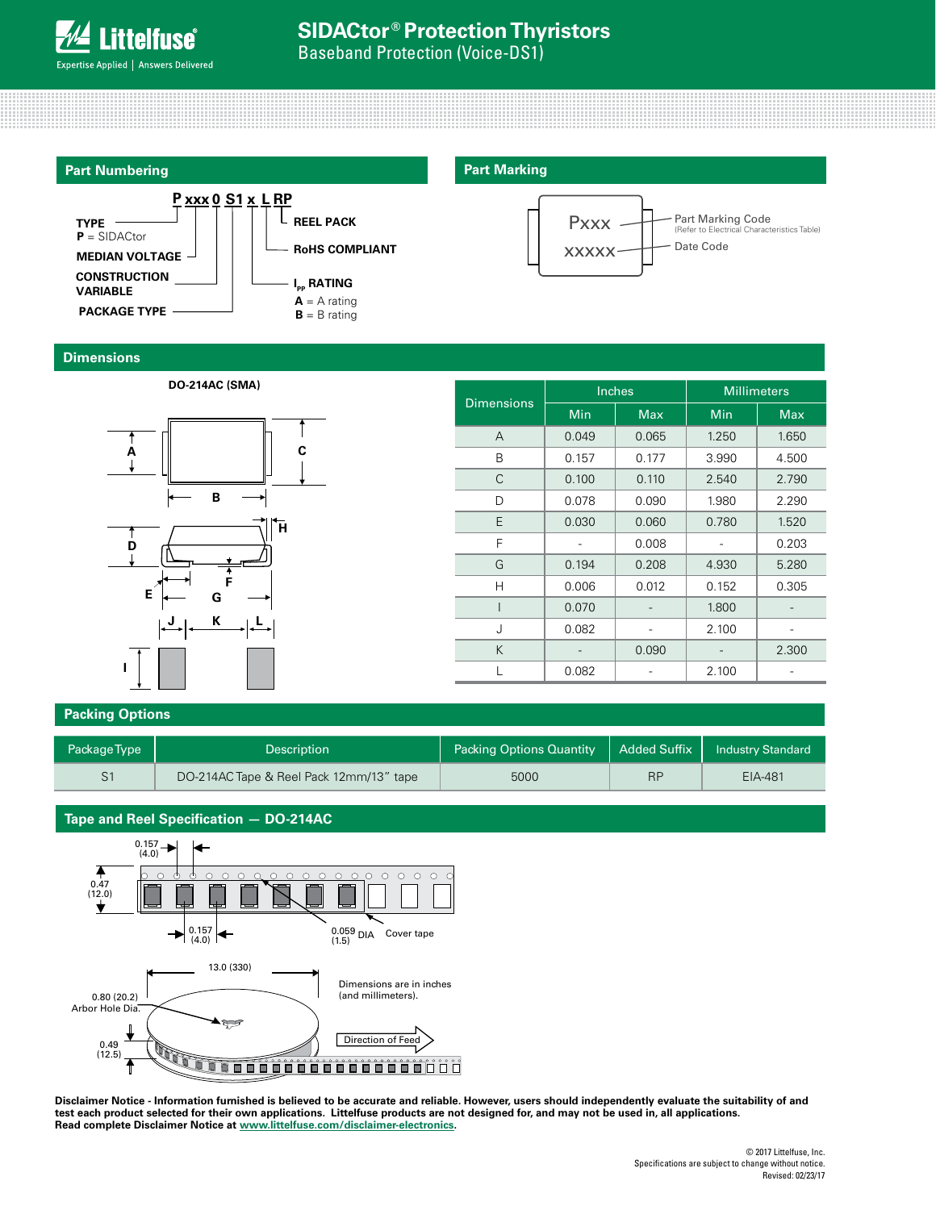## Part Numbering

P xxx 0 S1 x L RP

- TYPE — P = SIDACtor
- MEDIAN VOLTAGE
- CONSTRUCTION VARIABLE
- PACKAGE TYPE
- REEL PACK
- RoHS COMPLIANT
- $I_{PP}$ RATING — A = A rating, B = B rating

## Part Marking

Pxxx — Part Marking Code (Refer to Electrical Characteristics Table)

xxxxx — Date Code

## Dimensions

DO-214AC (SMA)

| Dimensions | Inches | | Millimeters | |
|---|---|---|---|---|
| | Min | Max | Min | Max |
| A | 0.049 | 0.065 | 1.250 | 1.650 |
| B | 0.157 | 0.177 | 3.990 | 4.500 |
| C | 0.100 | 0.110 | 2.540 | 2.790 |
| D | 0.078 | 0.090 | 1.980 | 2.290 |
| E | 0.030 | 0.060 | 0.780 | 1.520 |
| F | - | 0.008 | - | 0.203 |
| G | 0.194 | 0.208 | 4.930 | 5.280 |
| H | 0.006 | 0.012 | 0.152 | 0.305 |
| I | 0.070 | - | 1.800 | - |
| J | 0.082 | - | 2.100 | - |
| K | - | 0.090 | - | 2.300 |
| L | 0.082 | - | 2.100 | - |

## Packing Options

| Package Type | Description | Packing Options Quantity | Added Suffix | Industry Standard |
|---|---|---|---|---|
| S1 | DO-214AC Tape & Reel Pack 12mm/13" tape | 5000 | RP | EIA-481 |

## Tape and Reel Specification — DO-214AC

0.157 (4.0)

0.47 (12.0)

0.157 (4.0)

0.059 (1.5) DIA

Cover tape

13.0 (330)

0.80 (20.2) Arbor Hole Dia.

0.49 (12.5)

Dimensions are in inches (and millimeters).

Direction of Feed

**Disclaimer Notice - Information furnished is believed to be accurate and reliable. However, users should independently evaluate the suitability of and test each product selected for their own applications. Littelfuse products are not designed for, and may not be used in, all applications. Read complete Disclaimer Notice at www.littelfuse.com/disclaimer-electronics.**

© 2017 Littelfuse, Inc.
Specifications are subject to change without notice.
Revised: 02/23/17